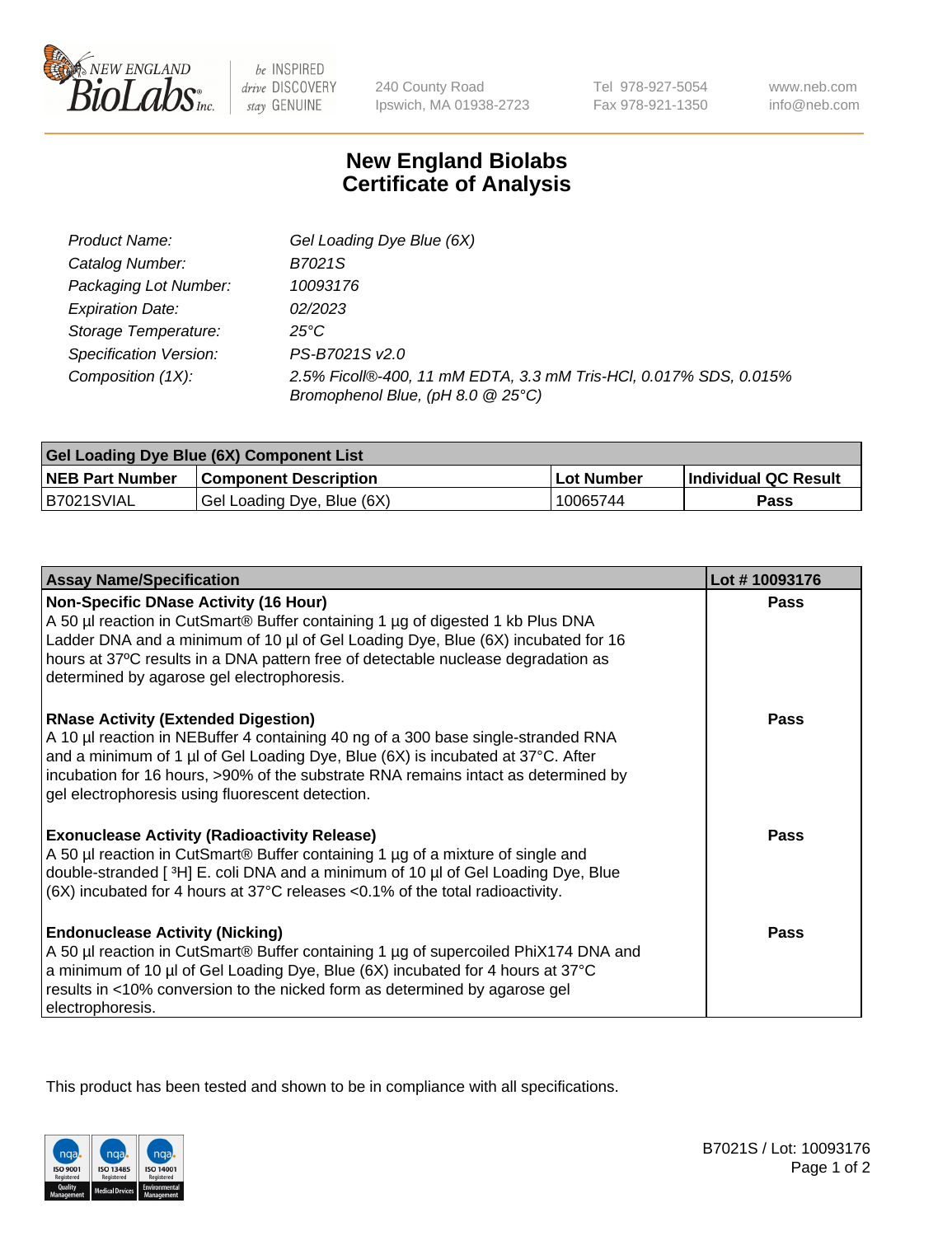New England BioLabs Inc. — be INSPIRED drive DISCOVERY stay GENUINE

240 County Road
Ipswich, MA 01938-2723

Tel 978-927-5054
Fax 978-921-1350

www.neb.com
info@neb.com

# New England Biolabs
# Certificate of Analysis

| | |
|---|---|
| *Product Name:* | *Gel Loading Dye Blue (6X)* |
| *Catalog Number:* | *B7021S* |
| *Packaging Lot Number:* | *10093176* |
| *Expiration Date:* | *02/2023* |
| *Storage Temperature:* | *25°C* |
| *Specification Version:* | *PS-B7021S v2.0* |
| *Composition (1X):* | *2.5% Ficoll®-400, 11 mM EDTA, 3.3 mM Tris-HCl, 0.017% SDS, 0.015% Bromophenol Blue, (pH 8.0 @ 25°C)* |

| **Gel Loading Dye Blue (6X) Component List** | | | |
|---|---|---|---|
| **NEB Part Number** | **Component Description** | **Lot Number** | **Individual QC Result** |
| B7021SVIAL | Gel Loading Dye, Blue (6X) | 10065744 | **Pass** |

| **Assay Name/Specification** | **Lot # 10093176** |
|---|---|
| **Non-Specific DNase Activity (16 Hour)**<br>A 50 µl reaction in CutSmart® Buffer containing 1 µg of digested 1 kb Plus DNA Ladder DNA and a minimum of 10 µl of Gel Loading Dye, Blue (6X) incubated for 16 hours at 37ºC results in a DNA pattern free of detectable nuclease degradation as determined by agarose gel electrophoresis. | **Pass** |
| **RNase Activity (Extended Digestion)**<br>A 10 µl reaction in NEBuffer 4 containing 40 ng of a 300 base single-stranded RNA and a minimum of 1 µl of Gel Loading Dye, Blue (6X) is incubated at 37°C. After incubation for 16 hours, >90% of the substrate RNA remains intact as determined by gel electrophoresis using fluorescent detection. | **Pass** |
| **Exonuclease Activity (Radioactivity Release)**<br>A 50 µl reaction in CutSmart® Buffer containing 1 µg of a mixture of single and double-stranded [ $^3$H] E. coli DNA and a minimum of 10 µl of Gel Loading Dye, Blue (6X) incubated for 4 hours at 37°C releases <0.1% of the total radioactivity. | **Pass** |
| **Endonuclease Activity (Nicking)**<br>A 50 µl reaction in CutSmart® Buffer containing 1 µg of supercoiled PhiX174 DNA and a minimum of 10 µl of Gel Loading Dye, Blue (6X) incubated for 4 hours at 37°C results in <10% conversion to the nicked form as determined by agarose gel electrophoresis. | **Pass** |

This product has been tested and shown to be in compliance with all specifications.

B7021S / Lot: 10093176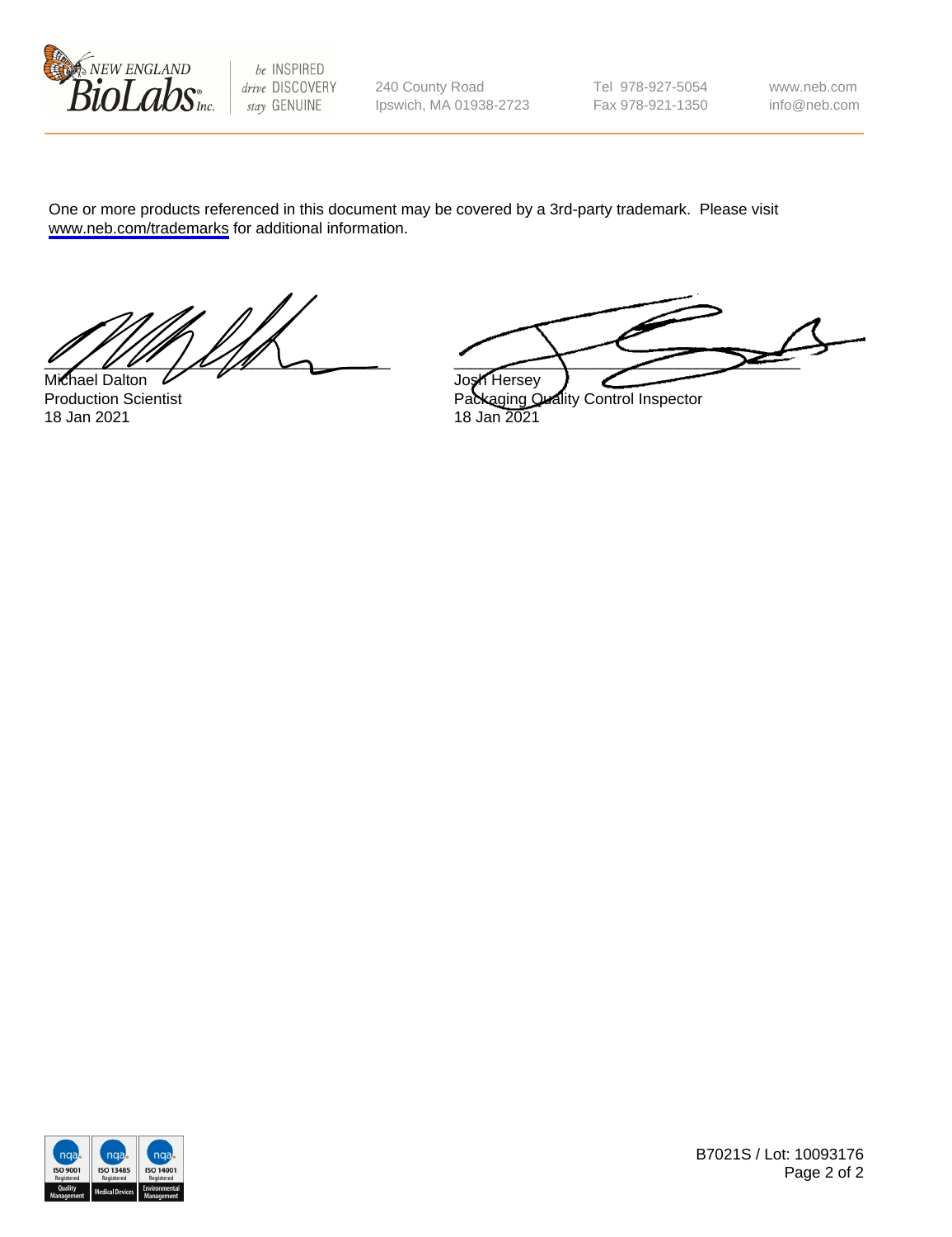One or more products referenced in this document may be covered by a 3rd-party trademark. Please visit www.neb.com/trademarks for additional information.

Michael Dalton
Production Scientist
18 Jan 2021

Josh Hersey
Packaging Quality Control Inspector
18 Jan 2021

B7021S / Lot: 10093176